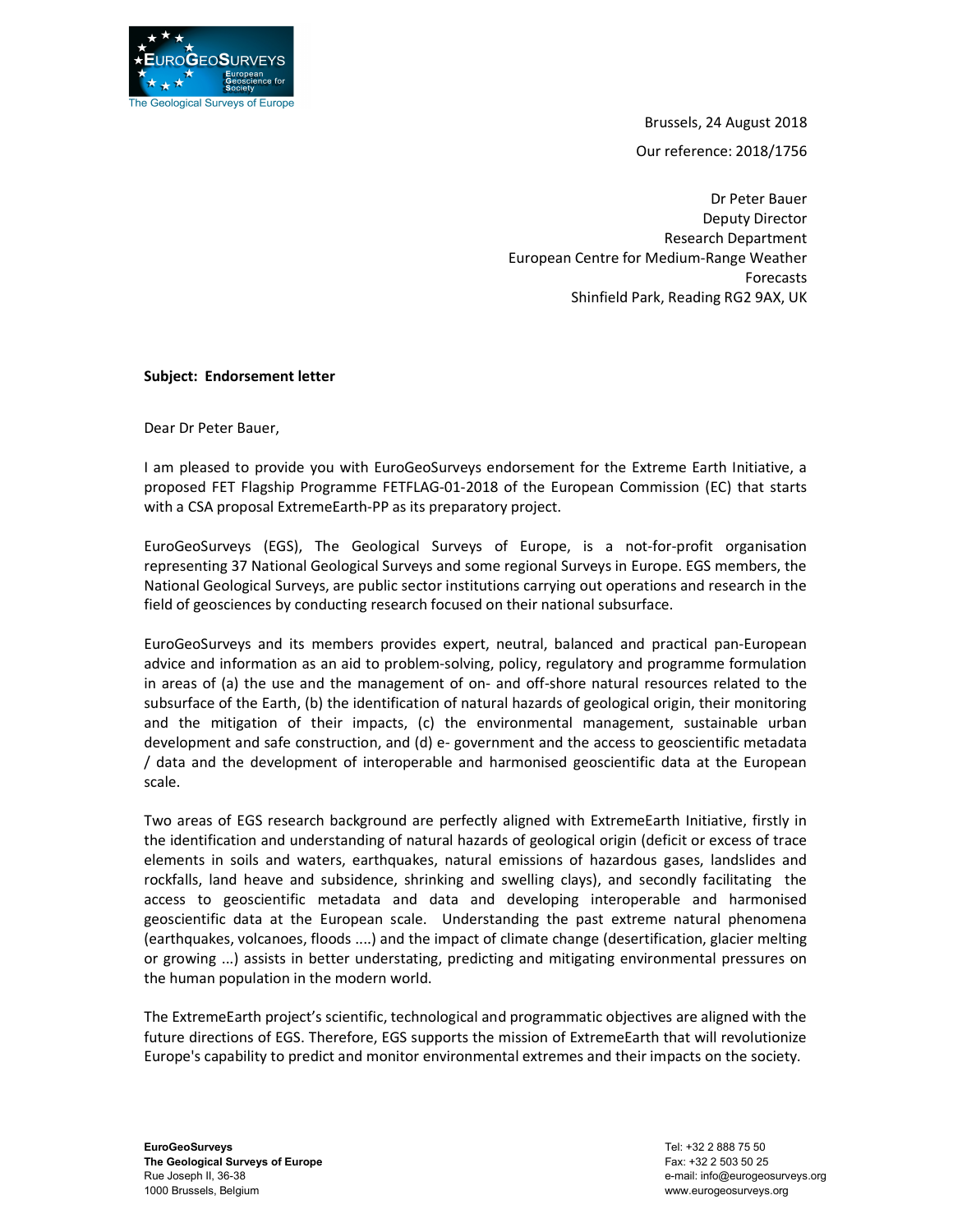Brussels, 24 August 2018

Our reference: 2018/1756

Dr Peter Bauer
Deputy Director
Research Department
European Centre for Medium-Range Weather Forecasts
Shinfield Park, Reading RG2 9AX, UK

**Subject: Endorsement letter**

Dear Dr Peter Bauer,

I am pleased to provide you with EuroGeoSurveys endorsement for the Extreme Earth Initiative, a proposed FET Flagship Programme FETFLAG-01-2018 of the European Commission (EC) that starts with a CSA proposal ExtremeEarth-PP as its preparatory project.

EuroGeoSurveys (EGS), The Geological Surveys of Europe, is a not-for-profit organisation representing 37 National Geological Surveys and some regional Surveys in Europe. EGS members, the National Geological Surveys, are public sector institutions carrying out operations and research in the field of geosciences by conducting research focused on their national subsurface.

EuroGeoSurveys and its members provides expert, neutral, balanced and practical pan-European advice and information as an aid to problem-solving, policy, regulatory and programme formulation in areas of (a) the use and the management of on- and off-shore natural resources related to the subsurface of the Earth, (b) the identification of natural hazards of geological origin, their monitoring and the mitigation of their impacts, (c) the environmental management, sustainable urban development and safe construction, and (d) e- government and the access to geoscientific metadata / data and the development of interoperable and harmonised geoscientific data at the European scale.

Two areas of EGS research background are perfectly aligned with ExtremeEarth Initiative, firstly in the identification and understanding of natural hazards of geological origin (deficit or excess of trace elements in soils and waters, earthquakes, natural emissions of hazardous gases, landslides and rockfalls, land heave and subsidence, shrinking and swelling clays), and secondly facilitating the access to geoscientific metadata and data and developing interoperable and harmonised geoscientific data at the European scale. Understanding the past extreme natural phenomena (earthquakes, volcanoes, floods ....) and the impact of climate change (desertification, glacier melting or growing ...) assists in better understating, predicting and mitigating environmental pressures on the human population in the modern world.

The ExtremeEarth project's scientific, technological and programmatic objectives are aligned with the future directions of EGS. Therefore, EGS supports the mission of ExtremeEarth that will revolutionize Europe's capability to predict and monitor environmental extremes and their impacts on the society.

**EuroGeoSurveys**
**The Geological Surveys of Europe**
Rue Joseph II, 36-38
1000 Brussels, Belgium

Tel: +32 2 888 75 50
Fax: +32 2 503 50 25
e-mail: info@eurogeosurveys.org
www.eurogeosurveys.org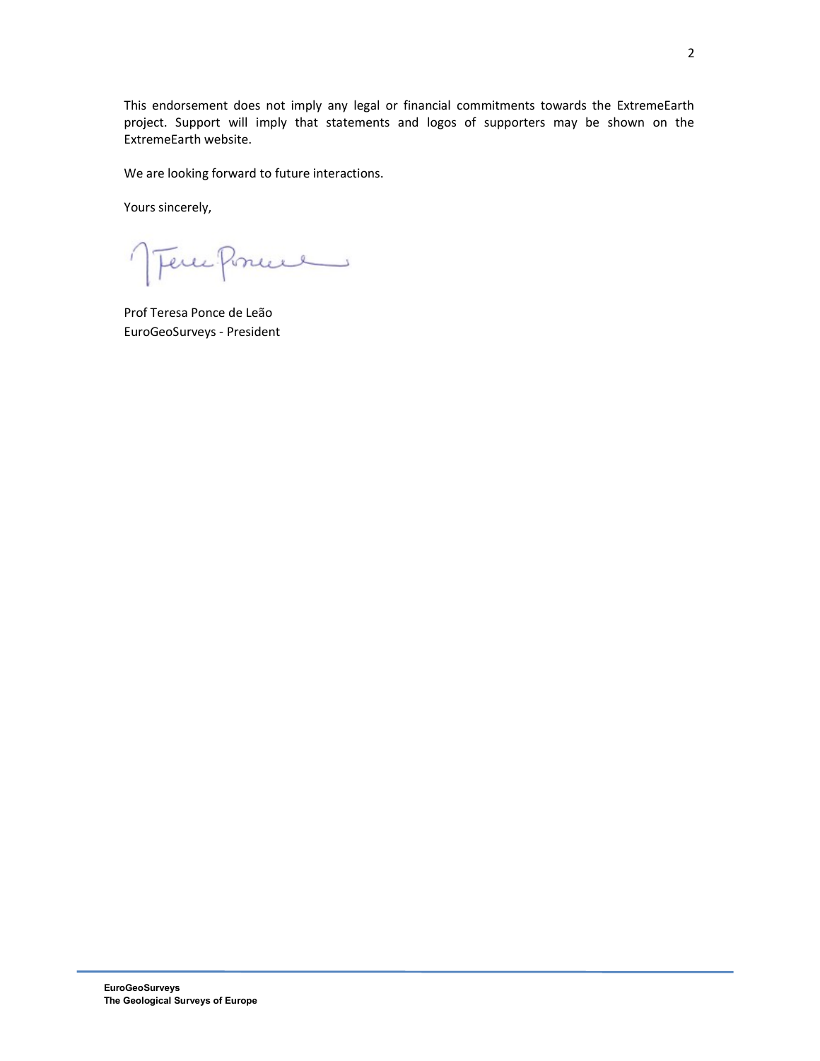This endorsement does not imply any legal or financial commitments towards the ExtremeEarth project. Support will imply that statements and logos of supporters may be shown on the ExtremeEarth website.

We are looking forward to future interactions.

Yours sincerely,

Prof Teresa Ponce de Leão
EuroGeoSurveys - President